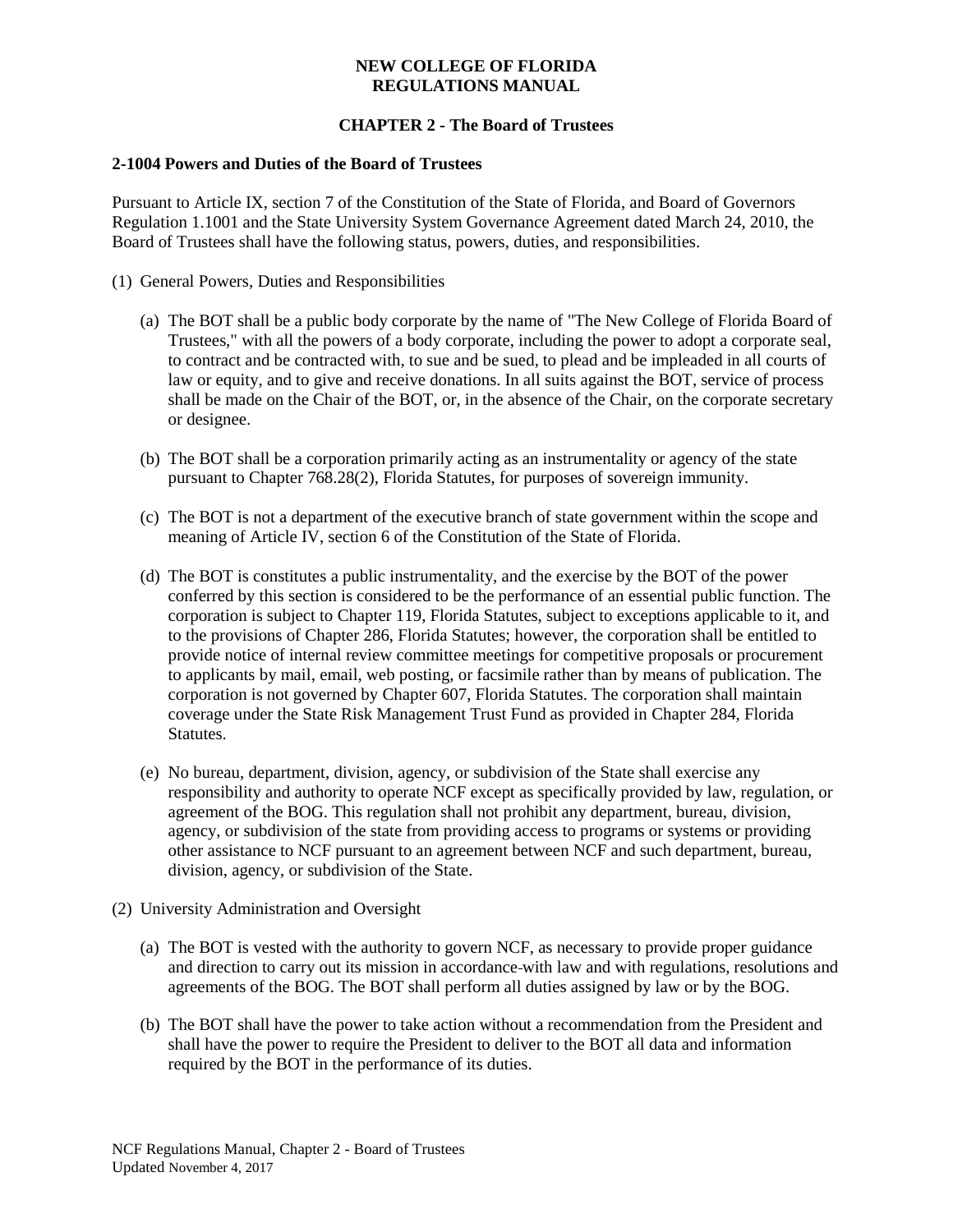# NEW COLLEGE OF FLORIDA REGULATIONS MANUAL

## CHAPTER 2 - The Board of Trustees

### 2-1004 Powers and Duties of the Board of Trustees

Pursuant to Article IX, section 7 of the Constitution of the State of Florida, and Board of Governors Regulation 1.1001 and the State University System Governance Agreement dated March 24, 2010, the Board of Trustees shall have the following status, powers, duties, and responsibilities.

(1) General Powers, Duties and Responsibilities

(a) The BOT shall be a public body corporate by the name of "The New College of Florida Board of Trustees," with all the powers of a body corporate, including the power to adopt a corporate seal, to contract and be contracted with, to sue and be sued, to plead and be impleaded in all courts of law or equity, and to give and receive donations. In all suits against the BOT, service of process shall be made on the Chair of the BOT, or, in the absence of the Chair, on the corporate secretary or designee.

(b) The BOT shall be a corporation primarily acting as an instrumentality or agency of the state pursuant to Chapter 768.28(2), Florida Statutes, for purposes of sovereign immunity.

(c) The BOT is not a department of the executive branch of state government within the scope and meaning of Article IV, section 6 of the Constitution of the State of Florida.

(d) The BOT is constitutes a public instrumentality, and the exercise by the BOT of the power conferred by this section is considered to be the performance of an essential public function. The corporation is subject to Chapter 119, Florida Statutes, subject to exceptions applicable to it, and to the provisions of Chapter 286, Florida Statutes; however, the corporation shall be entitled to provide notice of internal review committee meetings for competitive proposals or procurement to applicants by mail, email, web posting, or facsimile rather than by means of publication. The corporation is not governed by Chapter 607, Florida Statutes. The corporation shall maintain coverage under the State Risk Management Trust Fund as provided in Chapter 284, Florida Statutes.

(e) No bureau, department, division, agency, or subdivision of the State shall exercise any responsibility and authority to operate NCF except as specifically provided by law, regulation, or agreement of the BOG. This regulation shall not prohibit any department, bureau, division, agency, or subdivision of the state from providing access to programs or systems or providing other assistance to NCF pursuant to an agreement between NCF and such department, bureau, division, agency, or subdivision of the State.

(2) University Administration and Oversight

(a) The BOT is vested with the authority to govern NCF, as necessary to provide proper guidance and direction to carry out its mission in accordance with law and with regulations, resolutions and agreements of the BOG. The BOT shall perform all duties assigned by law or by the BOG.

(b) The BOT shall have the power to take action without a recommendation from the President and shall have the power to require the President to deliver to the BOT all data and information required by the BOT in the performance of its duties.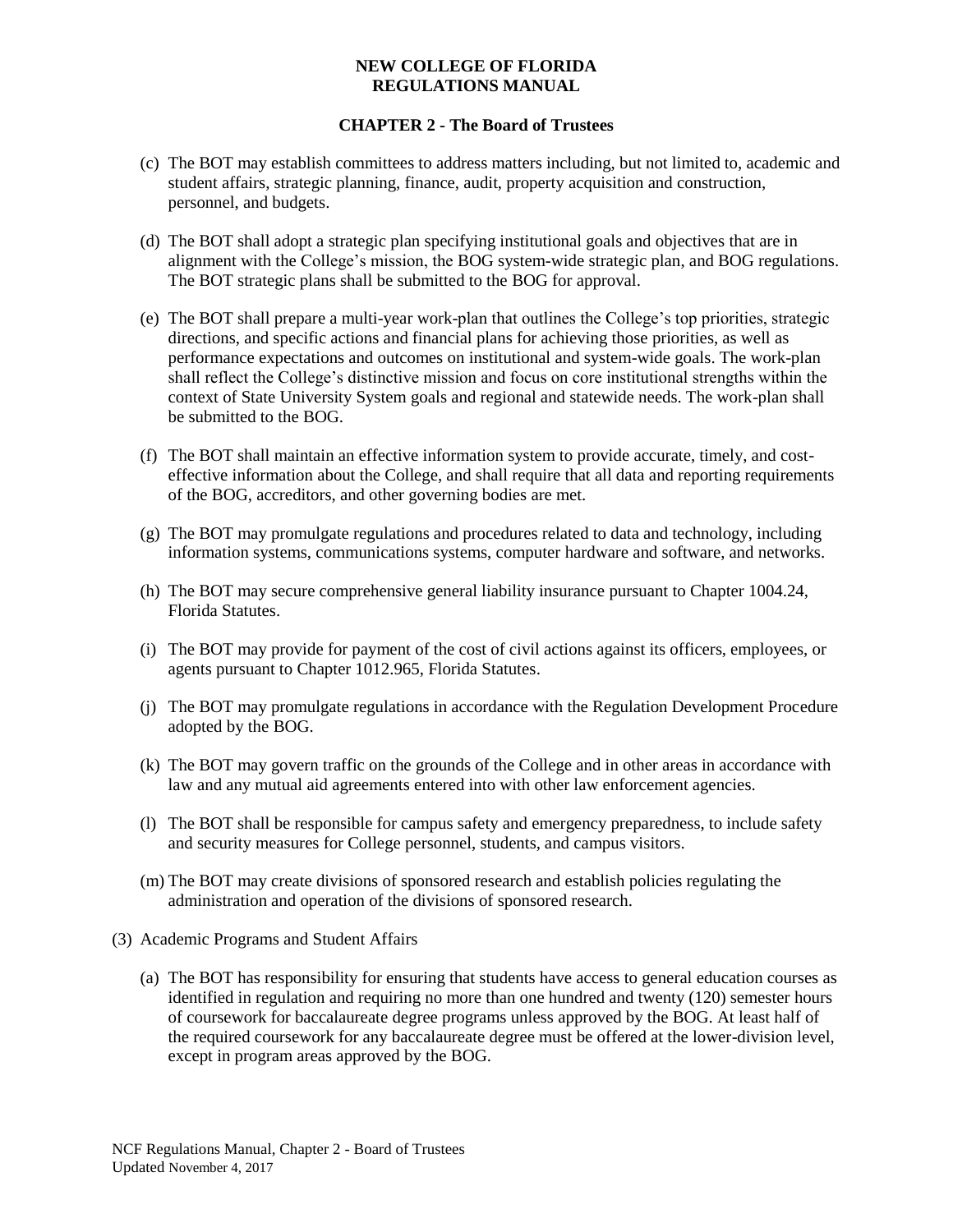(c) The BOT may establish committees to address matters including, but not limited to, academic and student affairs, strategic planning, finance, audit, property acquisition and construction, personnel, and budgets.

(d) The BOT shall adopt a strategic plan specifying institutional goals and objectives that are in alignment with the College's mission, the BOG system-wide strategic plan, and BOG regulations. The BOT strategic plans shall be submitted to the BOG for approval.

(e) The BOT shall prepare a multi-year work-plan that outlines the College's top priorities, strategic directions, and specific actions and financial plans for achieving those priorities, as well as performance expectations and outcomes on institutional and system-wide goals. The work-plan shall reflect the College's distinctive mission and focus on core institutional strengths within the context of State University System goals and regional and statewide needs. The work-plan shall be submitted to the BOG.

(f) The BOT shall maintain an effective information system to provide accurate, timely, and cost-effective information about the College, and shall require that all data and reporting requirements of the BOG, accreditors, and other governing bodies are met.

(g) The BOT may promulgate regulations and procedures related to data and technology, including information systems, communications systems, computer hardware and software, and networks.

(h) The BOT may secure comprehensive general liability insurance pursuant to Chapter 1004.24, Florida Statutes.

(i) The BOT may provide for payment of the cost of civil actions against its officers, employees, or agents pursuant to Chapter 1012.965, Florida Statutes.

(j) The BOT may promulgate regulations in accordance with the Regulation Development Procedure adopted by the BOG.

(k) The BOT may govern traffic on the grounds of the College and in other areas in accordance with law and any mutual aid agreements entered into with other law enforcement agencies.

(l) The BOT shall be responsible for campus safety and emergency preparedness, to include safety and security measures for College personnel, students, and campus visitors.

(m) The BOT may create divisions of sponsored research and establish policies regulating the administration and operation of the divisions of sponsored research.

(3) Academic Programs and Student Affairs

(a) The BOT has responsibility for ensuring that students have access to general education courses as identified in regulation and requiring no more than one hundred and twenty (120) semester hours of coursework for baccalaureate degree programs unless approved by the BOG. At least half of the required coursework for any baccalaureate degree must be offered at the lower-division level, except in program areas approved by the BOG.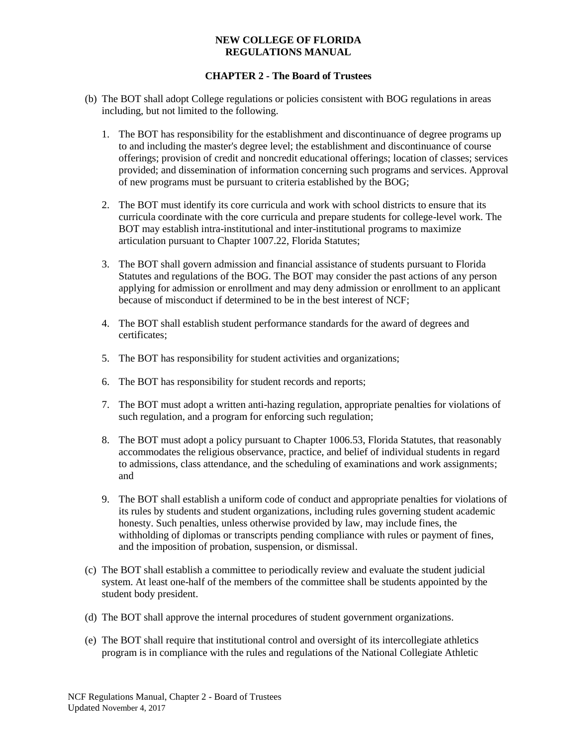(b) The BOT shall adopt College regulations or policies consistent with BOG regulations in areas including, but not limited to the following.

1. The BOT has responsibility for the establishment and discontinuance of degree programs up to and including the master's degree level; the establishment and discontinuance of course offerings; provision of credit and noncredit educational offerings; location of classes; services provided; and dissemination of information concerning such programs and services. Approval of new programs must be pursuant to criteria established by the BOG;

2. The BOT must identify its core curricula and work with school districts to ensure that its curricula coordinate with the core curricula and prepare students for college-level work. The BOT may establish intra-institutional and inter-institutional programs to maximize articulation pursuant to Chapter 1007.22, Florida Statutes;

3. The BOT shall govern admission and financial assistance of students pursuant to Florida Statutes and regulations of the BOG. The BOT may consider the past actions of any person applying for admission or enrollment and may deny admission or enrollment to an applicant because of misconduct if determined to be in the best interest of NCF;

4. The BOT shall establish student performance standards for the award of degrees and certificates;

5. The BOT has responsibility for student activities and organizations;

6. The BOT has responsibility for student records and reports;

7. The BOT must adopt a written anti-hazing regulation, appropriate penalties for violations of such regulation, and a program for enforcing such regulation;

8. The BOT must adopt a policy pursuant to Chapter 1006.53, Florida Statutes, that reasonably accommodates the religious observance, practice, and belief of individual students in regard to admissions, class attendance, and the scheduling of examinations and work assignments; and

9. The BOT shall establish a uniform code of conduct and appropriate penalties for violations of its rules by students and student organizations, including rules governing student academic honesty. Such penalties, unless otherwise provided by law, may include fines, the withholding of diplomas or transcripts pending compliance with rules or payment of fines, and the imposition of probation, suspension, or dismissal.

(c) The BOT shall establish a committee to periodically review and evaluate the student judicial system. At least one-half of the members of the committee shall be students appointed by the student body president.

(d) The BOT shall approve the internal procedures of student government organizations.

(e) The BOT shall require that institutional control and oversight of its intercollegiate athletics program is in compliance with the rules and regulations of the National Collegiate Athletic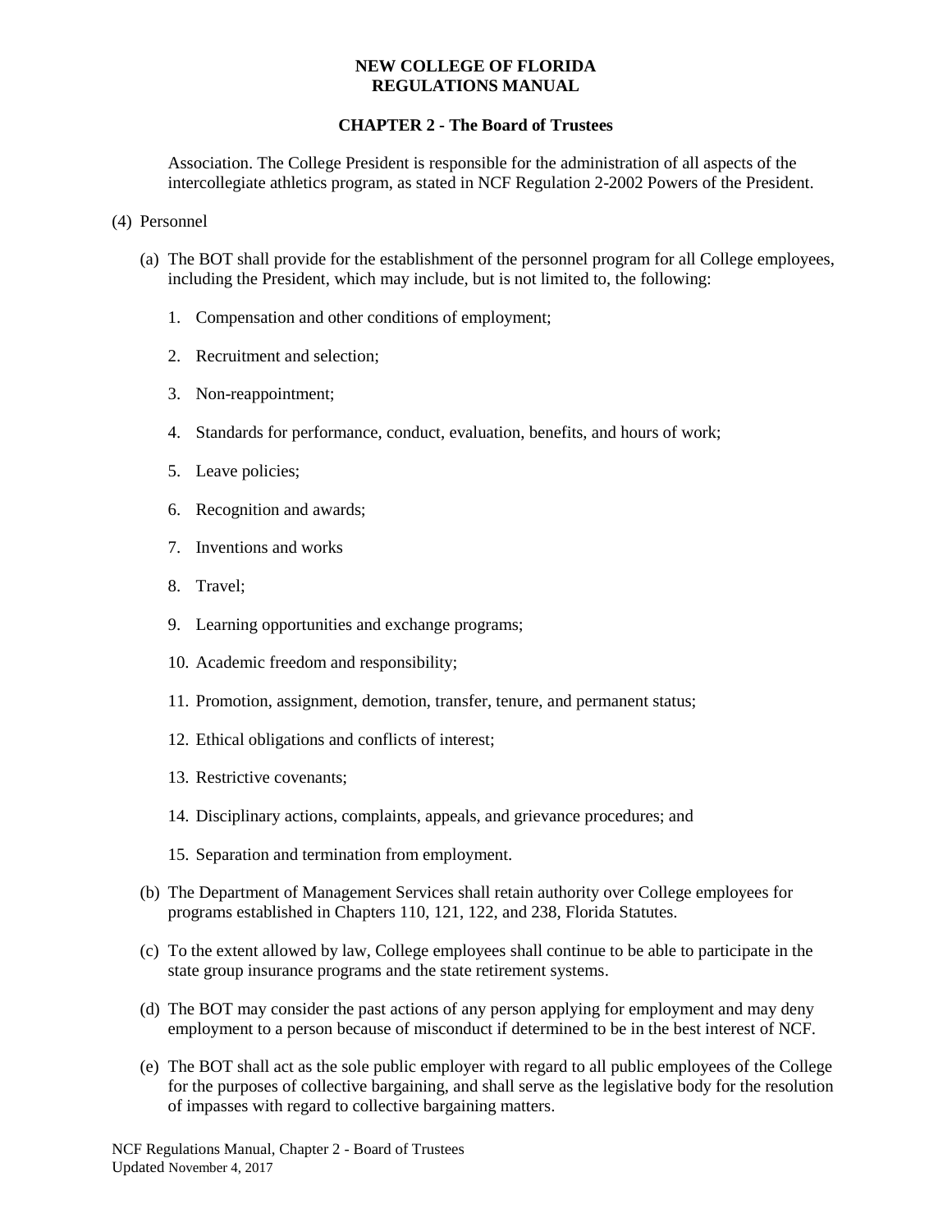Association. The College President is responsible for the administration of all aspects of the intercollegiate athletics program, as stated in NCF Regulation 2-2002 Powers of the President.

(4) Personnel

(a) The BOT shall provide for the establishment of the personnel program for all College employees, including the President, which may include, but is not limited to, the following:

1. Compensation and other conditions of employment;
2. Recruitment and selection;
3. Non-reappointment;
4. Standards for performance, conduct, evaluation, benefits, and hours of work;
5. Leave policies;
6. Recognition and awards;
7. Inventions and works
8. Travel;
9. Learning opportunities and exchange programs;
10. Academic freedom and responsibility;
11. Promotion, assignment, demotion, transfer, tenure, and permanent status;
12. Ethical obligations and conflicts of interest;
13. Restrictive covenants;
14. Disciplinary actions, complaints, appeals, and grievance procedures; and
15. Separation and termination from employment.

(b) The Department of Management Services shall retain authority over College employees for programs established in Chapters 110, 121, 122, and 238, Florida Statutes.

(c) To the extent allowed by law, College employees shall continue to be able to participate in the state group insurance programs and the state retirement systems.

(d) The BOT may consider the past actions of any person applying for employment and may deny employment to a person because of misconduct if determined to be in the best interest of NCF.

(e) The BOT shall act as the sole public employer with regard to all public employees of the College for the purposes of collective bargaining, and shall serve as the legislative body for the resolution of impasses with regard to collective bargaining matters.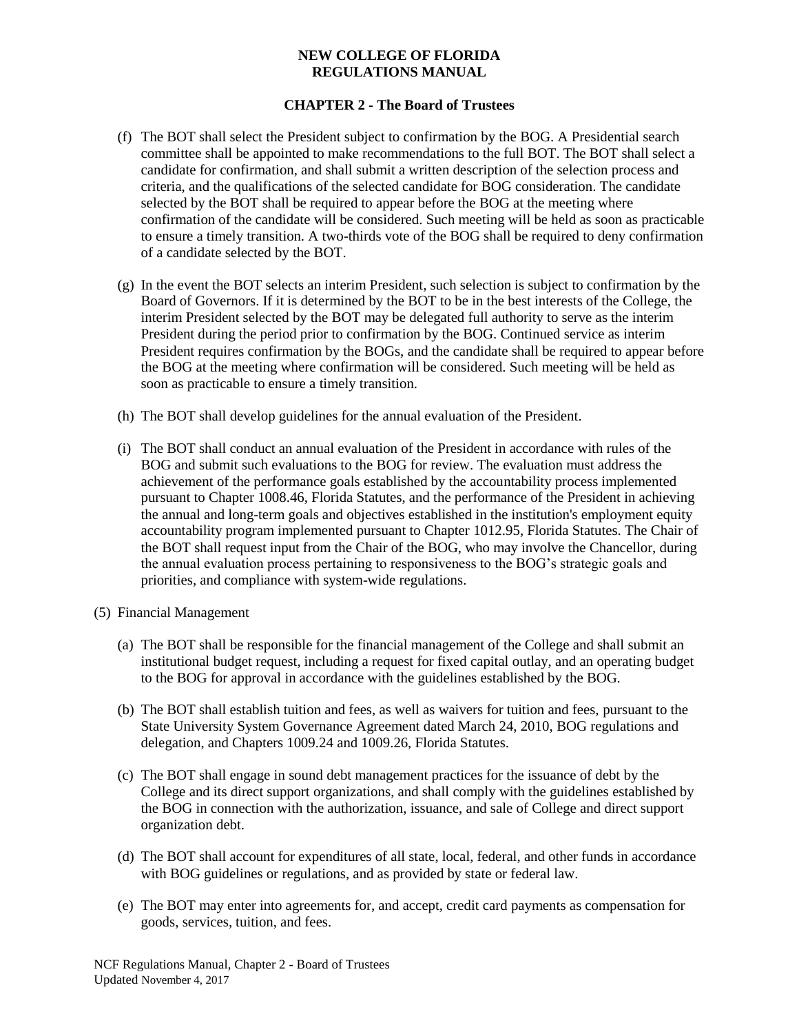(f) The BOT shall select the President subject to confirmation by the BOG. A Presidential search committee shall be appointed to make recommendations to the full BOT. The BOT shall select a candidate for confirmation, and shall submit a written description of the selection process and criteria, and the qualifications of the selected candidate for BOG consideration. The candidate selected by the BOT shall be required to appear before the BOG at the meeting where confirmation of the candidate will be considered. Such meeting will be held as soon as practicable to ensure a timely transition. A two-thirds vote of the BOG shall be required to deny confirmation of a candidate selected by the BOT.

(g) In the event the BOT selects an interim President, such selection is subject to confirmation by the Board of Governors. If it is determined by the BOT to be in the best interests of the College, the interim President selected by the BOT may be delegated full authority to serve as the interim President during the period prior to confirmation by the BOG. Continued service as interim President requires confirmation by the BOGs, and the candidate shall be required to appear before the BOG at the meeting where confirmation will be considered. Such meeting will be held as soon as practicable to ensure a timely transition.

(h) The BOT shall develop guidelines for the annual evaluation of the President.

(i) The BOT shall conduct an annual evaluation of the President in accordance with rules of the BOG and submit such evaluations to the BOG for review. The evaluation must address the achievement of the performance goals established by the accountability process implemented pursuant to Chapter 1008.46, Florida Statutes, and the performance of the President in achieving the annual and long-term goals and objectives established in the institution's employment equity accountability program implemented pursuant to Chapter 1012.95, Florida Statutes. The Chair of the BOT shall request input from the Chair of the BOG, who may involve the Chancellor, during the annual evaluation process pertaining to responsiveness to the BOG's strategic goals and priorities, and compliance with system-wide regulations.

(5) Financial Management

(a) The BOT shall be responsible for the financial management of the College and shall submit an institutional budget request, including a request for fixed capital outlay, and an operating budget to the BOG for approval in accordance with the guidelines established by the BOG.

(b) The BOT shall establish tuition and fees, as well as waivers for tuition and fees, pursuant to the State University System Governance Agreement dated March 24, 2010, BOG regulations and delegation, and Chapters 1009.24 and 1009.26, Florida Statutes.

(c) The BOT shall engage in sound debt management practices for the issuance of debt by the College and its direct support organizations, and shall comply with the guidelines established by the BOG in connection with the authorization, issuance, and sale of College and direct support organization debt.

(d) The BOT shall account for expenditures of all state, local, federal, and other funds in accordance with BOG guidelines or regulations, and as provided by state or federal law.

(e) The BOT may enter into agreements for, and accept, credit card payments as compensation for goods, services, tuition, and fees.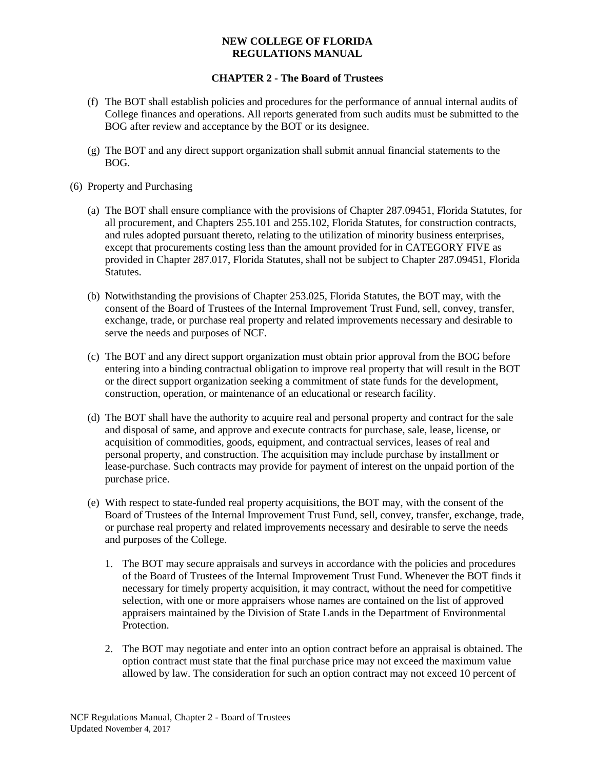(f) The BOT shall establish policies and procedures for the performance of annual internal audits of College finances and operations. All reports generated from such audits must be submitted to the BOG after review and acceptance by the BOT or its designee.

(g) The BOT and any direct support organization shall submit annual financial statements to the BOG.

(6) Property and Purchasing

(a) The BOT shall ensure compliance with the provisions of Chapter 287.09451, Florida Statutes, for all procurement, and Chapters 255.101 and 255.102, Florida Statutes, for construction contracts, and rules adopted pursuant thereto, relating to the utilization of minority business enterprises, except that procurements costing less than the amount provided for in CATEGORY FIVE as provided in Chapter 287.017, Florida Statutes, shall not be subject to Chapter 287.09451, Florida Statutes.

(b) Notwithstanding the provisions of Chapter 253.025, Florida Statutes, the BOT may, with the consent of the Board of Trustees of the Internal Improvement Trust Fund, sell, convey, transfer, exchange, trade, or purchase real property and related improvements necessary and desirable to serve the needs and purposes of NCF.

(c) The BOT and any direct support organization must obtain prior approval from the BOG before entering into a binding contractual obligation to improve real property that will result in the BOT or the direct support organization seeking a commitment of state funds for the development, construction, operation, or maintenance of an educational or research facility.

(d) The BOT shall have the authority to acquire real and personal property and contract for the sale and disposal of same, and approve and execute contracts for purchase, sale, lease, license, or acquisition of commodities, goods, equipment, and contractual services, leases of real and personal property, and construction. The acquisition may include purchase by installment or lease-purchase. Such contracts may provide for payment of interest on the unpaid portion of the purchase price.

(e) With respect to state-funded real property acquisitions, the BOT may, with the consent of the Board of Trustees of the Internal Improvement Trust Fund, sell, convey, transfer, exchange, trade, or purchase real property and related improvements necessary and desirable to serve the needs and purposes of the College.

1. The BOT may secure appraisals and surveys in accordance with the policies and procedures of the Board of Trustees of the Internal Improvement Trust Fund. Whenever the BOT finds it necessary for timely property acquisition, it may contract, without the need for competitive selection, with one or more appraisers whose names are contained on the list of approved appraisers maintained by the Division of State Lands in the Department of Environmental Protection.

2. The BOT may negotiate and enter into an option contract before an appraisal is obtained. The option contract must state that the final purchase price may not exceed the maximum value allowed by law. The consideration for such an option contract may not exceed 10 percent of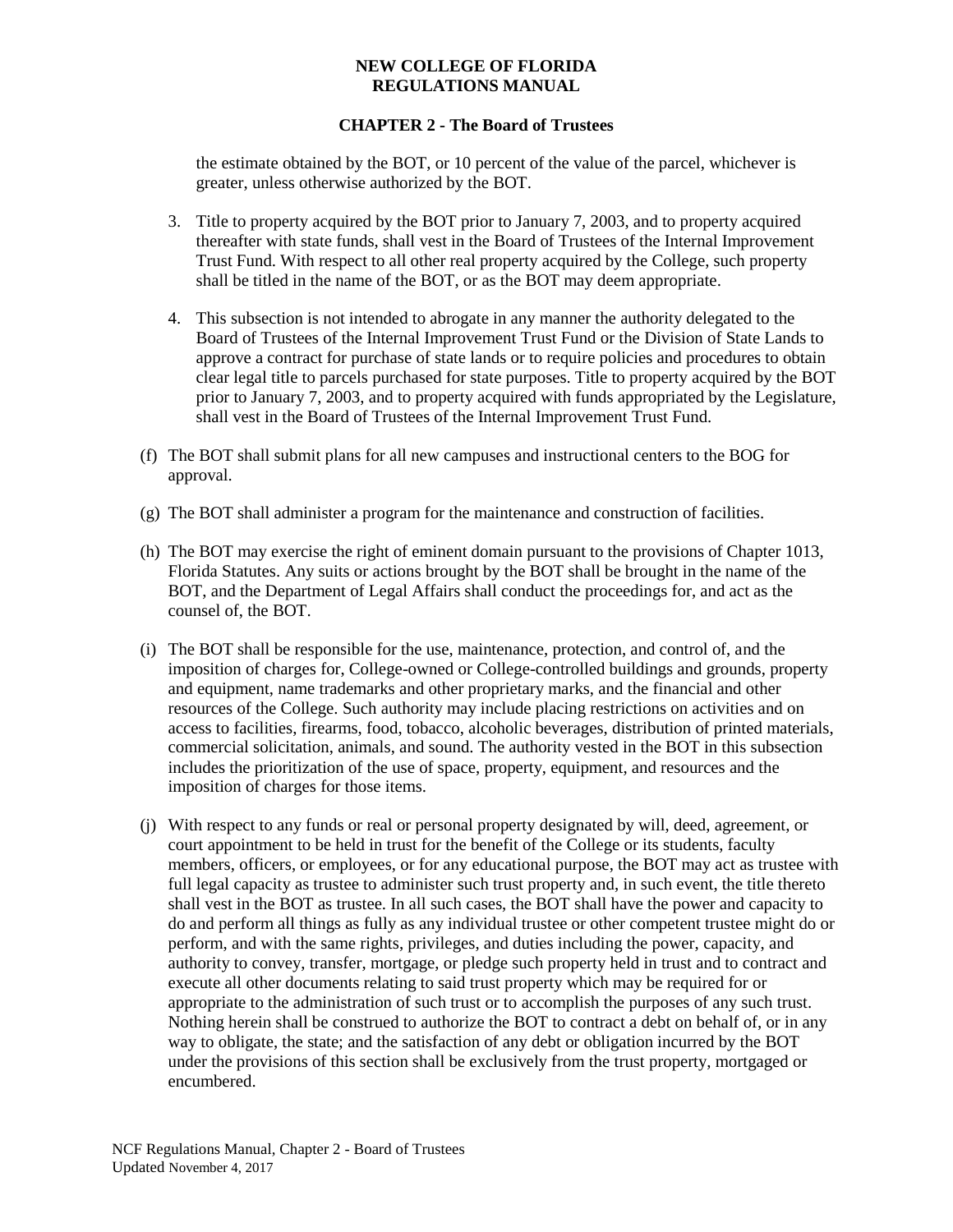the estimate obtained by the BOT, or 10 percent of the value of the parcel, whichever is greater, unless otherwise authorized by the BOT.

3. Title to property acquired by the BOT prior to January 7, 2003, and to property acquired thereafter with state funds, shall vest in the Board of Trustees of the Internal Improvement Trust Fund. With respect to all other real property acquired by the College, such property shall be titled in the name of the BOT, or as the BOT may deem appropriate.

4. This subsection is not intended to abrogate in any manner the authority delegated to the Board of Trustees of the Internal Improvement Trust Fund or the Division of State Lands to approve a contract for purchase of state lands or to require policies and procedures to obtain clear legal title to parcels purchased for state purposes. Title to property acquired by the BOT prior to January 7, 2003, and to property acquired with funds appropriated by the Legislature, shall vest in the Board of Trustees of the Internal Improvement Trust Fund.

(f) The BOT shall submit plans for all new campuses and instructional centers to the BOG for approval.

(g) The BOT shall administer a program for the maintenance and construction of facilities.

(h) The BOT may exercise the right of eminent domain pursuant to the provisions of Chapter 1013, Florida Statutes. Any suits or actions brought by the BOT shall be brought in the name of the BOT, and the Department of Legal Affairs shall conduct the proceedings for, and act as the counsel of, the BOT.

(i) The BOT shall be responsible for the use, maintenance, protection, and control of, and the imposition of charges for, College-owned or College-controlled buildings and grounds, property and equipment, name trademarks and other proprietary marks, and the financial and other resources of the College. Such authority may include placing restrictions on activities and on access to facilities, firearms, food, tobacco, alcoholic beverages, distribution of printed materials, commercial solicitation, animals, and sound. The authority vested in the BOT in this subsection includes the prioritization of the use of space, property, equipment, and resources and the imposition of charges for those items.

(j) With respect to any funds or real or personal property designated by will, deed, agreement, or court appointment to be held in trust for the benefit of the College or its students, faculty members, officers, or employees, or for any educational purpose, the BOT may act as trustee with full legal capacity as trustee to administer such trust property and, in such event, the title thereto shall vest in the BOT as trustee. In all such cases, the BOT shall have the power and capacity to do and perform all things as fully as any individual trustee or other competent trustee might do or perform, and with the same rights, privileges, and duties including the power, capacity, and authority to convey, transfer, mortgage, or pledge such property held in trust and to contract and execute all other documents relating to said trust property which may be required for or appropriate to the administration of such trust or to accomplish the purposes of any such trust. Nothing herein shall be construed to authorize the BOT to contract a debt on behalf of, or in any way to obligate, the state; and the satisfaction of any debt or obligation incurred by the BOT under the provisions of this section shall be exclusively from the trust property, mortgaged or encumbered.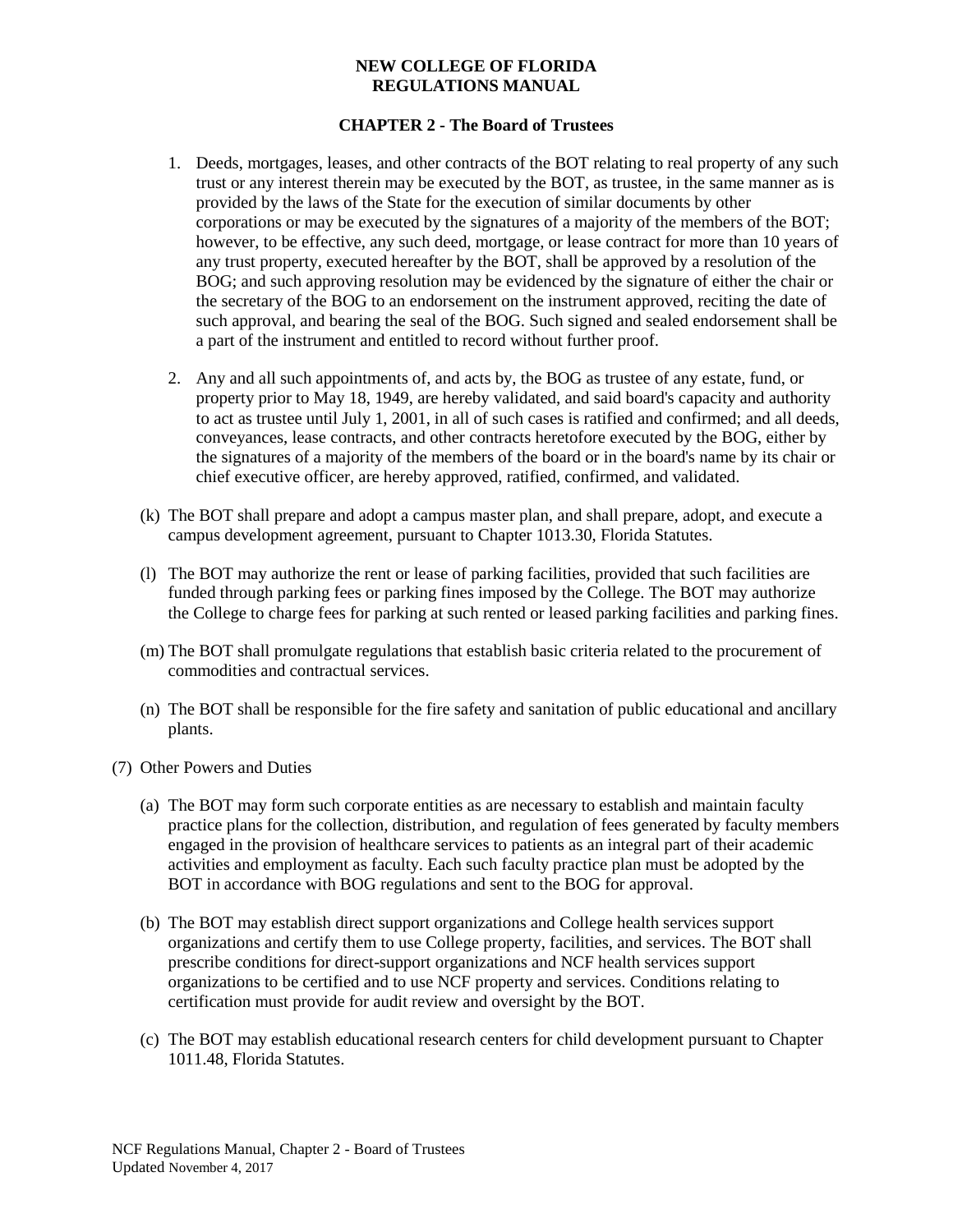1. Deeds, mortgages, leases, and other contracts of the BOT relating to real property of any such trust or any interest therein may be executed by the BOT, as trustee, in the same manner as is provided by the laws of the State for the execution of similar documents by other corporations or may be executed by the signatures of a majority of the members of the BOT; however, to be effective, any such deed, mortgage, or lease contract for more than 10 years of any trust property, executed hereafter by the BOT, shall be approved by a resolution of the BOG; and such approving resolution may be evidenced by the signature of either the chair or the secretary of the BOG to an endorsement on the instrument approved, reciting the date of such approval, and bearing the seal of the BOG. Such signed and sealed endorsement shall be a part of the instrument and entitled to record without further proof.

2. Any and all such appointments of, and acts by, the BOG as trustee of any estate, fund, or property prior to May 18, 1949, are hereby validated, and said board's capacity and authority to act as trustee until July 1, 2001, in all of such cases is ratified and confirmed; and all deeds, conveyances, lease contracts, and other contracts heretofore executed by the BOG, either by the signatures of a majority of the members of the board or in the board's name by its chair or chief executive officer, are hereby approved, ratified, confirmed, and validated.

(k) The BOT shall prepare and adopt a campus master plan, and shall prepare, adopt, and execute a campus development agreement, pursuant to Chapter 1013.30, Florida Statutes.

(l) The BOT may authorize the rent or lease of parking facilities, provided that such facilities are funded through parking fees or parking fines imposed by the College. The BOT may authorize the College to charge fees for parking at such rented or leased parking facilities and parking fines.

(m) The BOT shall promulgate regulations that establish basic criteria related to the procurement of commodities and contractual services.

(n) The BOT shall be responsible for the fire safety and sanitation of public educational and ancillary plants.

(7) Other Powers and Duties

(a) The BOT may form such corporate entities as are necessary to establish and maintain faculty practice plans for the collection, distribution, and regulation of fees generated by faculty members engaged in the provision of healthcare services to patients as an integral part of their academic activities and employment as faculty. Each such faculty practice plan must be adopted by the BOT in accordance with BOG regulations and sent to the BOG for approval.

(b) The BOT may establish direct support organizations and College health services support organizations and certify them to use College property, facilities, and services. The BOT shall prescribe conditions for direct-support organizations and NCF health services support organizations to be certified and to use NCF property and services. Conditions relating to certification must provide for audit review and oversight by the BOT.

(c) The BOT may establish educational research centers for child development pursuant to Chapter 1011.48, Florida Statutes.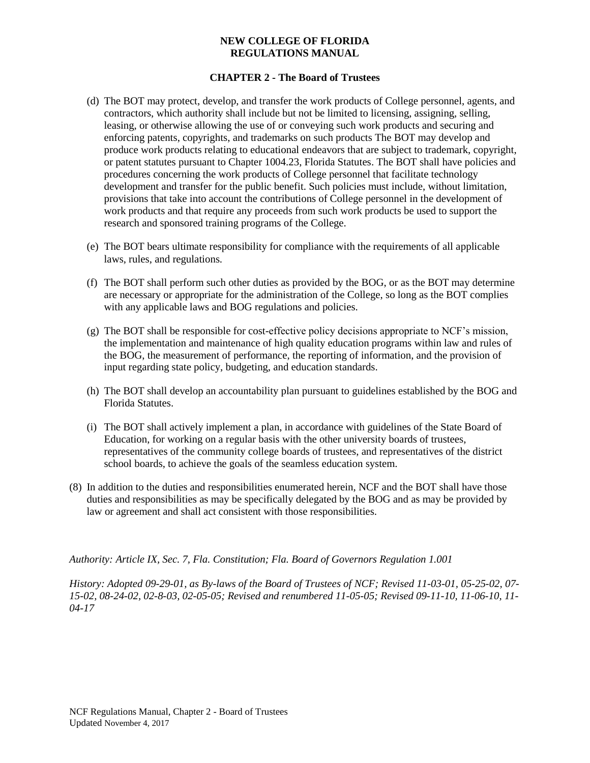(d) The BOT may protect, develop, and transfer the work products of College personnel, agents, and contractors, which authority shall include but not be limited to licensing, assigning, selling, leasing, or otherwise allowing the use of or conveying such work products and securing and enforcing patents, copyrights, and trademarks on such products The BOT may develop and produce work products relating to educational endeavors that are subject to trademark, copyright, or patent statutes pursuant to Chapter 1004.23, Florida Statutes. The BOT shall have policies and procedures concerning the work products of College personnel that facilitate technology development and transfer for the public benefit. Such policies must include, without limitation, provisions that take into account the contributions of College personnel in the development of work products and that require any proceeds from such work products be used to support the research and sponsored training programs of the College.

(e) The BOT bears ultimate responsibility for compliance with the requirements of all applicable laws, rules, and regulations.

(f) The BOT shall perform such other duties as provided by the BOG, or as the BOT may determine are necessary or appropriate for the administration of the College, so long as the BOT complies with any applicable laws and BOG regulations and policies.

(g) The BOT shall be responsible for cost-effective policy decisions appropriate to NCF's mission, the implementation and maintenance of high quality education programs within law and rules of the BOG, the measurement of performance, the reporting of information, and the provision of input regarding state policy, budgeting, and education standards.

(h) The BOT shall develop an accountability plan pursuant to guidelines established by the BOG and Florida Statutes.

(i) The BOT shall actively implement a plan, in accordance with guidelines of the State Board of Education, for working on a regular basis with the other university boards of trustees, representatives of the community college boards of trustees, and representatives of the district school boards, to achieve the goals of the seamless education system.

(8) In addition to the duties and responsibilities enumerated herein, NCF and the BOT shall have those duties and responsibilities as may be specifically delegated by the BOG and as may be provided by law or agreement and shall act consistent with those responsibilities.

*Authority: Article IX, Sec. 7, Fla. Constitution; Fla. Board of Governors Regulation 1.001*

*History: Adopted 09-29-01, as By-laws of the Board of Trustees of NCF; Revised 11-03-01, 05-25-02, 07-15-02, 08-24-02, 02-8-03, 02-05-05; Revised and renumbered 11-05-05; Revised 09-11-10, 11-06-10, 11-04-17*